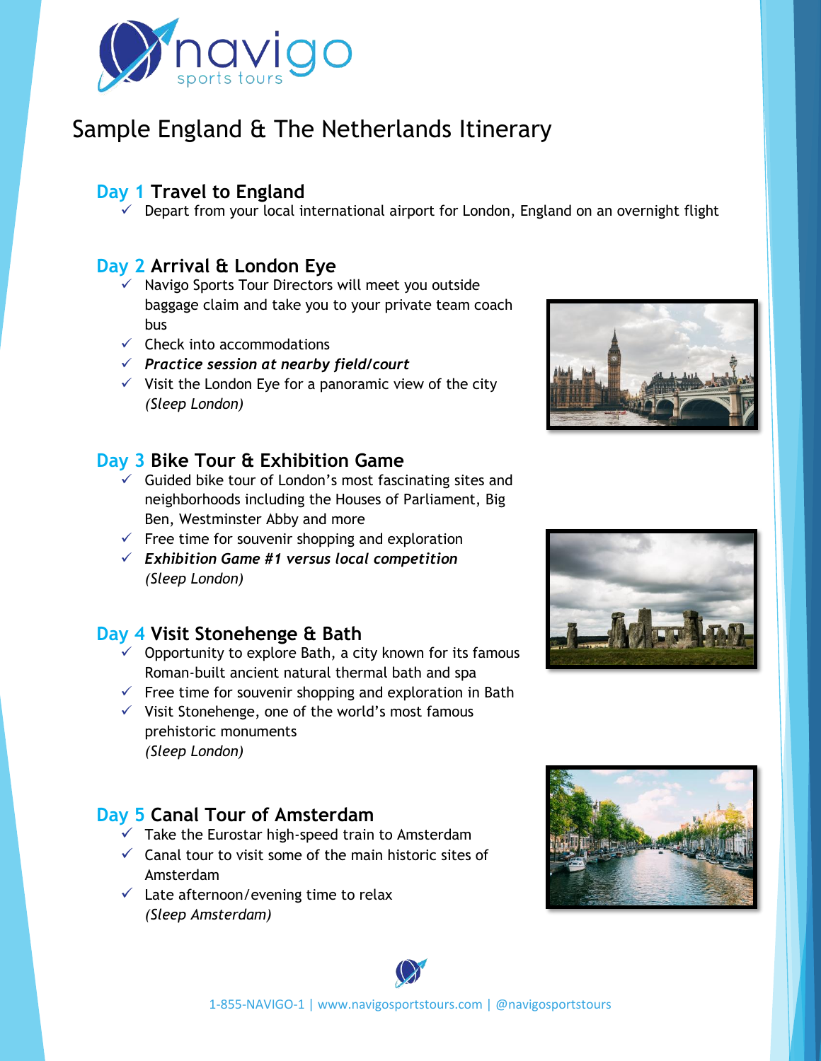# Sample England & The Netherlands Itinerary

## Day 1 Travel to England

- ✓ Depart from your local international airport for London, England on an overnight flight

## Day 2 Arrival & London Eye

- ✓ Navigo Sports Tour Directors will meet you outside baggage claim and take you to your private team coach bus
- ✓ Check into accommodations
- ✓ ***Practice session at nearby field/court***
- ✓ Visit the London Eye for a panoramic view of the city

*(Sleep London)*

## Day 3 Bike Tour & Exhibition Game

- ✓ Guided bike tour of London's most fascinating sites and neighborhoods including the Houses of Parliament, Big Ben, Westminster Abby and more
- ✓ Free time for souvenir shopping and exploration
- ✓ ***Exhibition Game #1 versus local competition***

*(Sleep London)*

## Day 4 Visit Stonehenge & Bath

- ✓ Opportunity to explore Bath, a city known for its famous Roman-built ancient natural thermal bath and spa
- ✓ Free time for souvenir shopping and exploration in Bath
- ✓ Visit Stonehenge, one of the world's most famous prehistoric monuments

*(Sleep London)*

## Day 5 Canal Tour of Amsterdam

- ✓ Take the Eurostar high-speed train to Amsterdam
- ✓ Canal tour to visit some of the main historic sites of Amsterdam
- ✓ Late afternoon/evening time to relax

*(Sleep Amsterdam)*

1-855-NAVIGO-1 | www.navigosportstours.com | @navigosportstours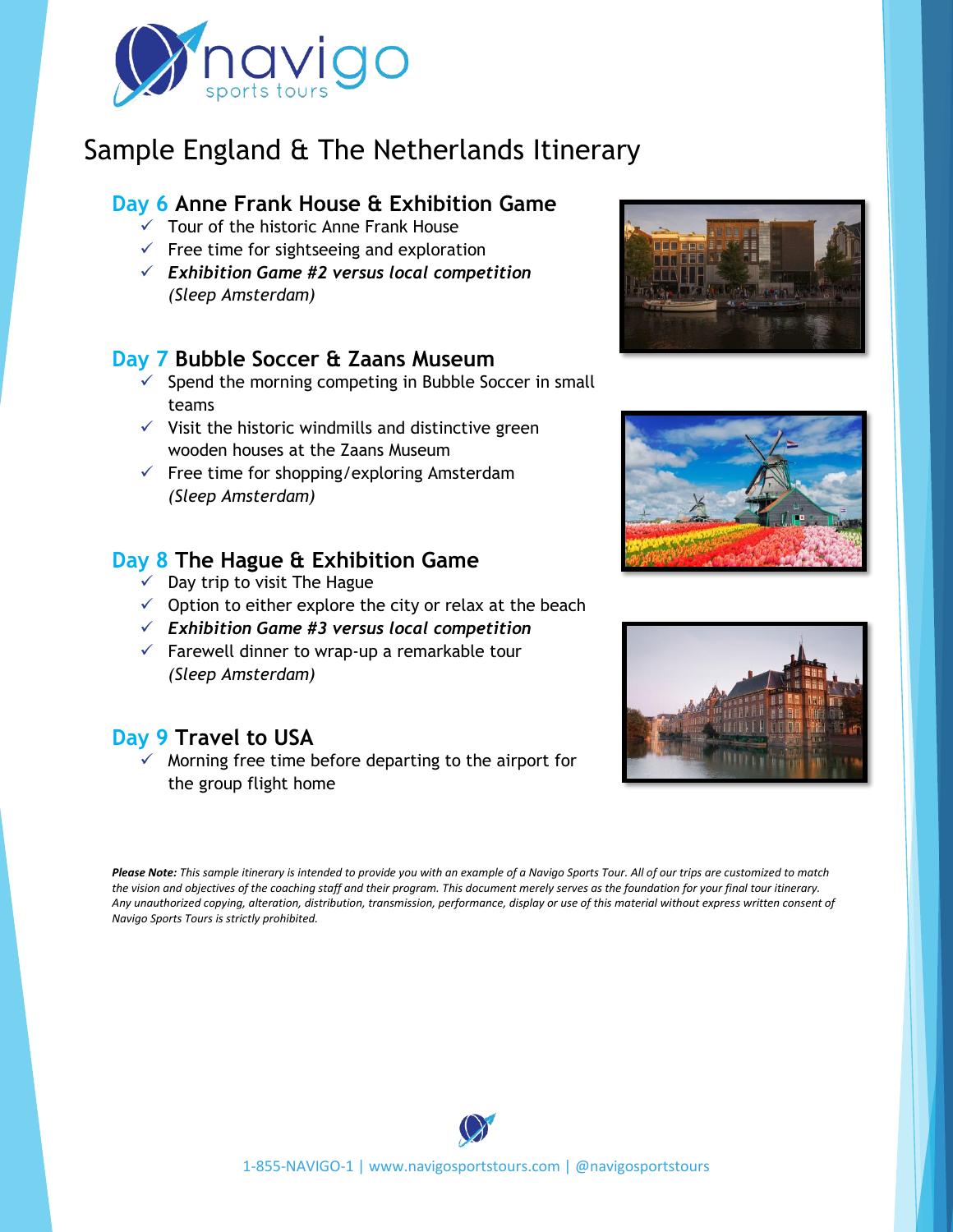# Sample England & The Netherlands Itinerary

## Day 6 Anne Frank House & Exhibition Game

- Tour of the historic Anne Frank House
- Free time for sightseeing and exploration
- ***Exhibition Game #2 versus local competition***
  *(Sleep Amsterdam)*

## Day 7 Bubble Soccer & Zaans Museum

- Spend the morning competing in Bubble Soccer in small teams
- Visit the historic windmills and distinctive green wooden houses at the Zaans Museum
- Free time for shopping/exploring Amsterdam
  *(Sleep Amsterdam)*

## Day 8 The Hague & Exhibition Game

- Day trip to visit The Hague
- Option to either explore the city or relax at the beach
- ***Exhibition Game #3 versus local competition***
- Farewell dinner to wrap-up a remarkable tour
  *(Sleep Amsterdam)*

## Day 9 Travel to USA

- Morning free time before departing to the airport for the group flight home

***Please Note:*** *This sample itinerary is intended to provide you with an example of a Navigo Sports Tour. All of our trips are customized to match the vision and objectives of the coaching staff and their program. This document merely serves as the foundation for your final tour itinerary. Any unauthorized copying, alteration, distribution, transmission, performance, display or use of this material without express written consent of Navigo Sports Tours is strictly prohibited.*

1-855-NAVIGO-1 | www.navigosportstours.com | @navigosportstours